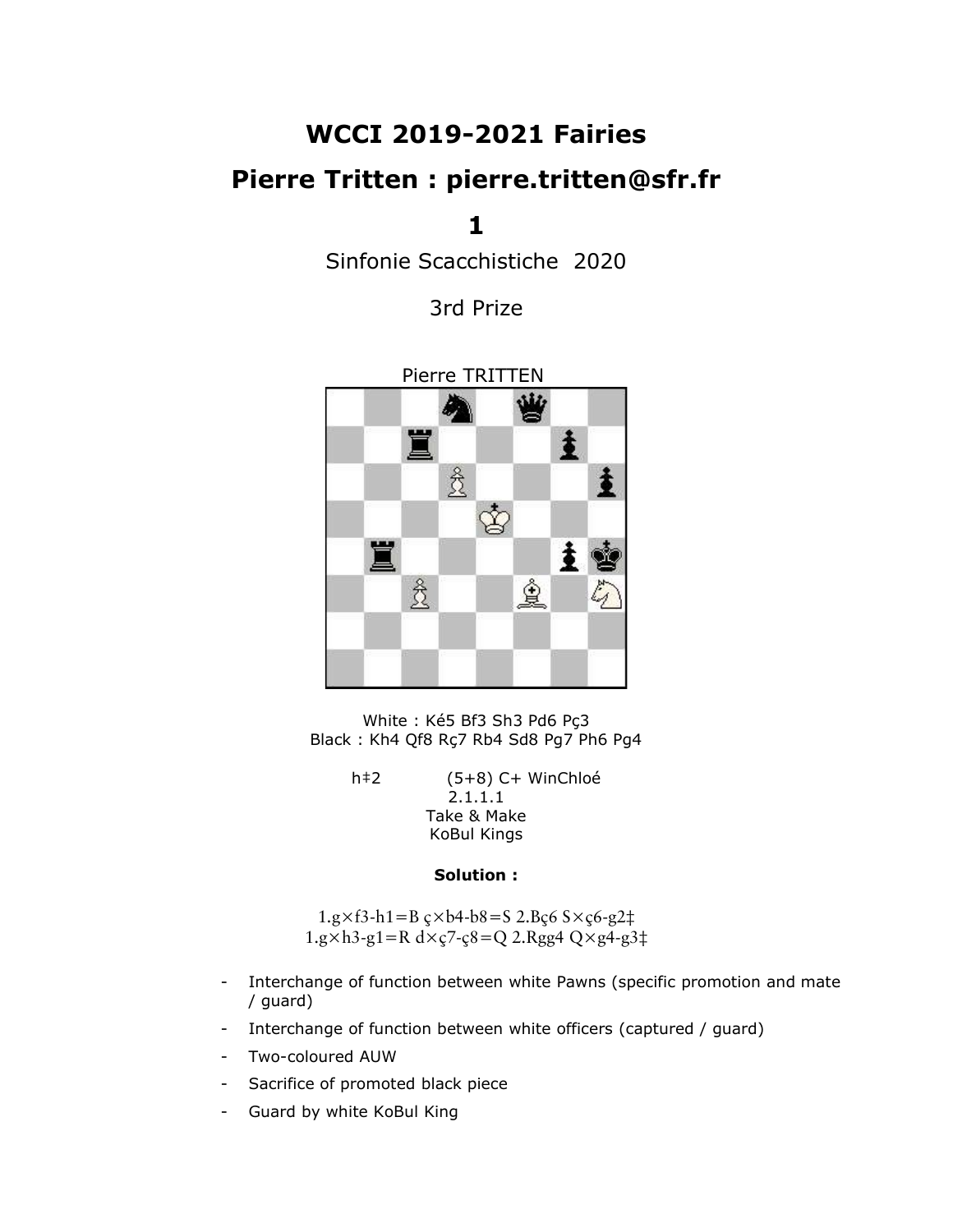# WCCI 2019-2021 Fairies

## Pierre Tritten : pierre.tritten@sfr.fr

### 1

Sinfonie Scacchistiche 2020

3rd Prize

Pierre TRITTEN

White : Ké5 Bf3 Sh3 Pd6 Pç3
Black : Kh4 Qf8 Rç7 Rb4 Sd8 Pg7 Ph6 Pg4

h‡2 (5+8) C+ WinChloé
2.1.1.1
Take & Make
KoBul Kings

**Solution :**

1.g×f3-h1=B ç×b4-b8=S 2.Bç6 S×ç6-g2‡
1.g×h3-g1=R d×ç7-ç8=Q 2.Rgg4 Q×g4-g3‡

- Interchange of function between white Pawns (specific promotion and mate / guard)
- Interchange of function between white officers (captured / guard)
- Two-coloured AUW
- Sacrifice of promoted black piece
- Guard by white KoBul King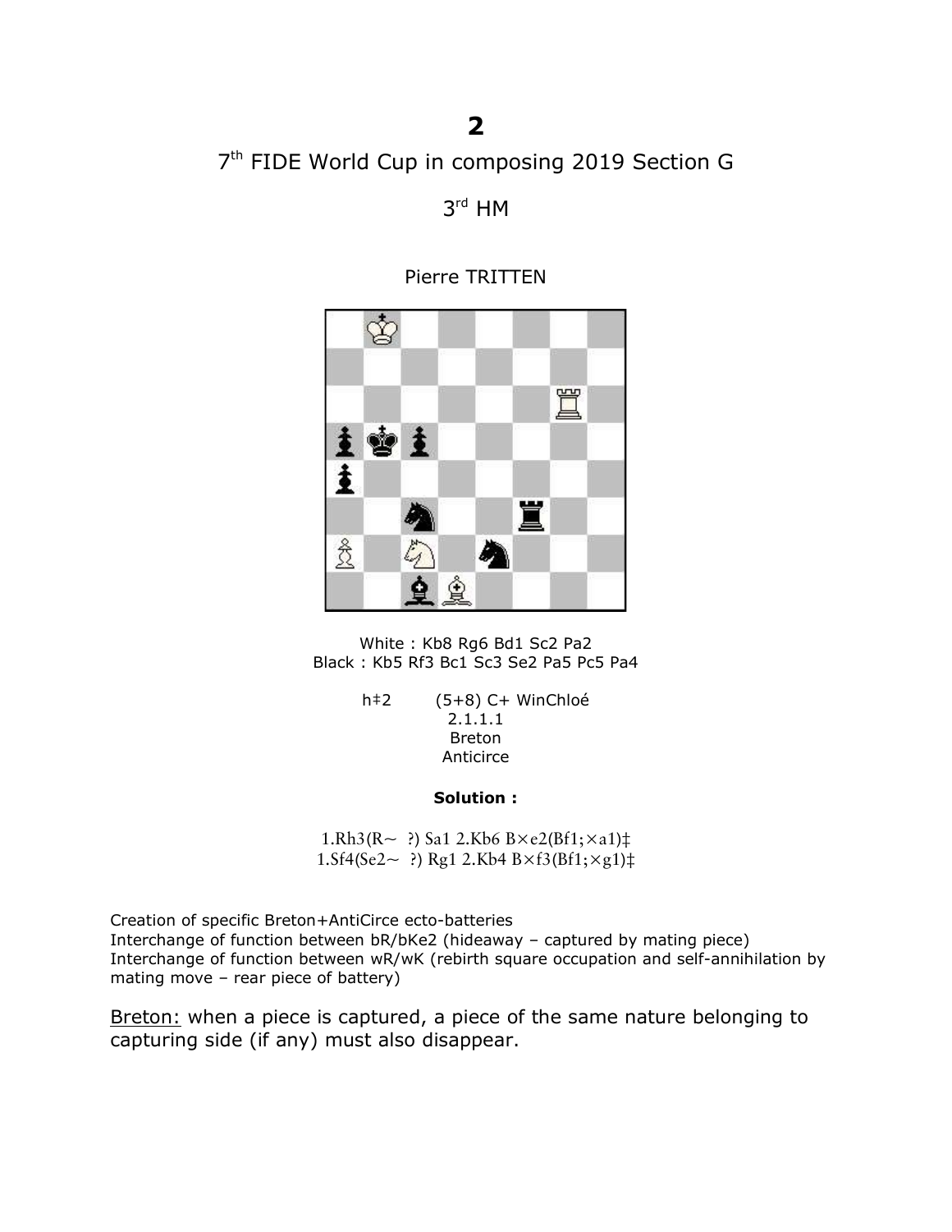# 2

7th FIDE World Cup in composing 2019 Section G

3rd HM

Pierre TRITTEN

White : Kb8 Rg6 Bd1 Sc2 Pa2
Black : Kb5 Rf3 Bc1 Sc3 Se2 Pa5 Pc5 Pa4

h‡2 (5+8) C+ WinChloé
2.1.1.1
Breton
Anticirce

**Solution :**

1.Rh3(R~ ?) Sa1 2.Kb6 B×e2(Bf1;×a1)‡
1.Sf4(Se2~ ?) Rg1 2.Kb4 B×f3(Bf1;×g1)‡

Creation of specific Breton+AntiCirce ecto-batteries
Interchange of function between bR/bKe2 (hideaway – captured by mating piece)
Interchange of function between wR/wK (rebirth square occupation and self-annihilation by mating move – rear piece of battery)

Breton: when a piece is captured, a piece of the same nature belonging to capturing side (if any) must also disappear.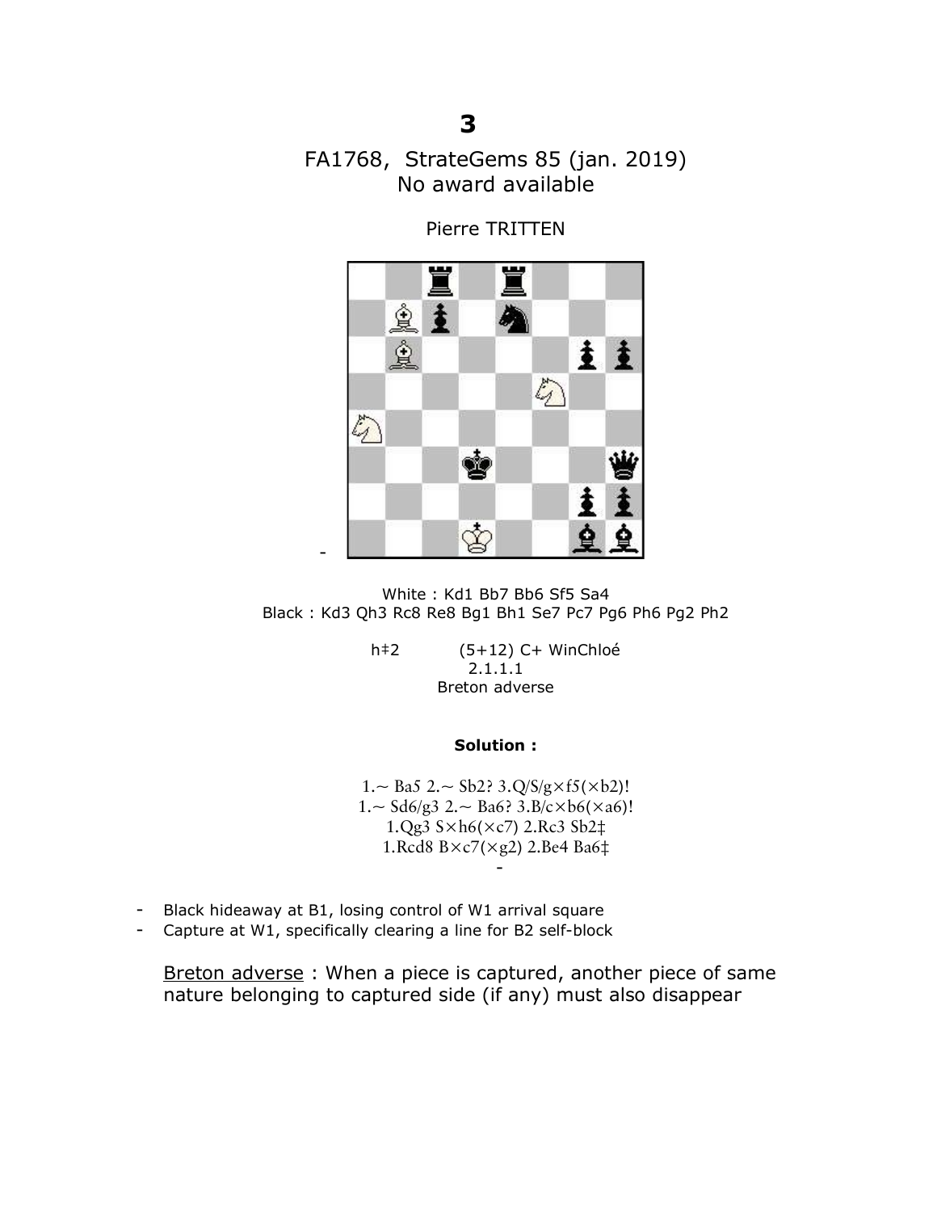# 3

FA1768, StrateGems 85 (jan. 2019)
No award available

Pierre TRITTEN

White : Kd1 Bb7 Bb6 Sf5 Sa4
Black : Kd3 Qh3 Rc8 Re8 Bg1 Bh1 Se7 Pc7 Pg6 Ph6 Pg2 Ph2

h‡2 (5+12) C+ WinChloé
2.1.1.1
Breton adverse

**Solution :**

1.~ Ba5 2.~ Sb2? 3.Q/S/g×f5(×b2)!
1.~ Sd6/g3 2.~ Ba6? 3.B/c×b6(×a6)!
1.Qg3 S×h6(×c7) 2.Rc3 Sb2‡
1.Rcd8 B×c7(×g2) 2.Be4 Ba6‡

-

- Black hideaway at B1, losing control of W1 arrival square
- Capture at W1, specifically clearing a line for B2 self-block

Breton adverse : When a piece is captured, another piece of same nature belonging to captured side (if any) must also disappear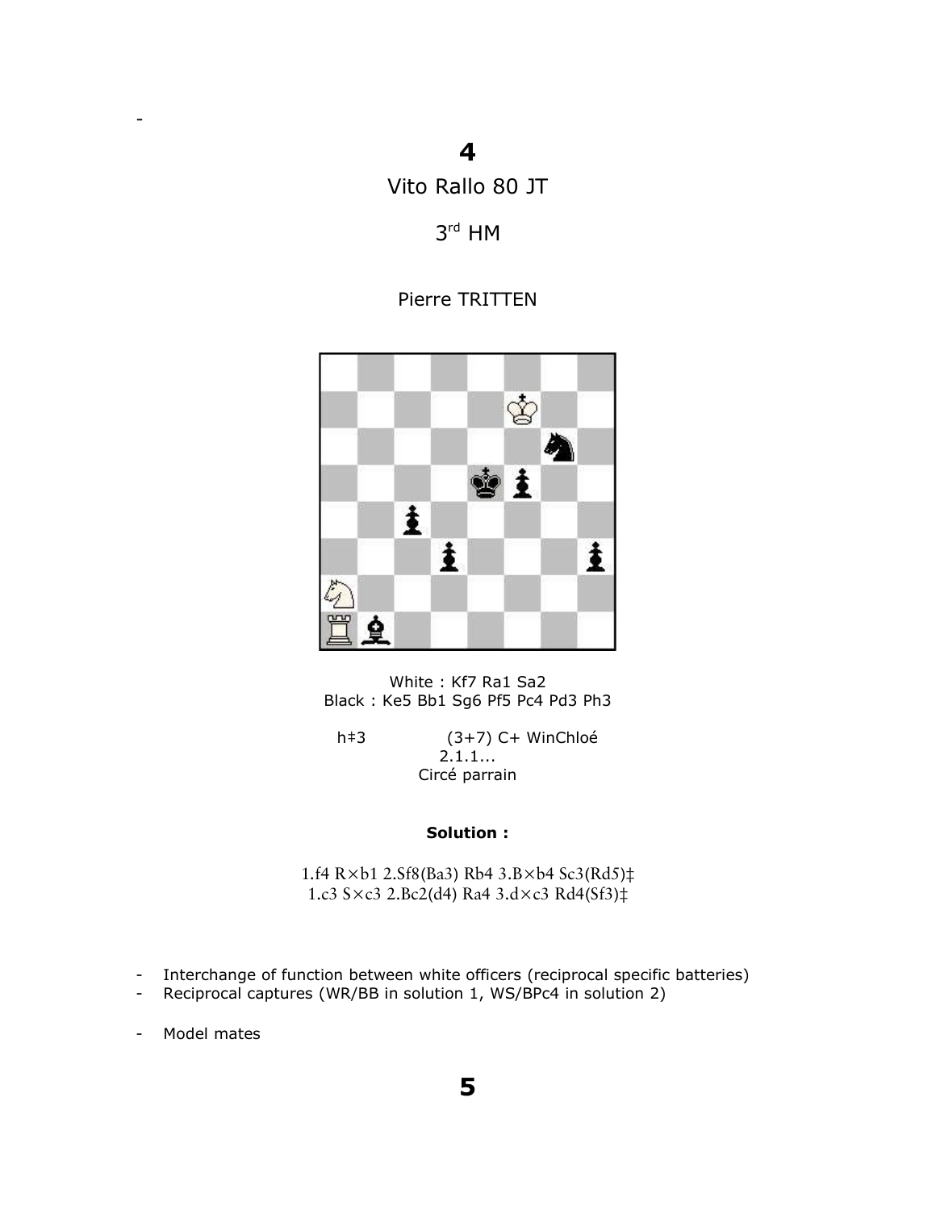# 4

Vito Rallo 80 JT

3rd HM

Pierre TRITTEN

White : Kf7 Ra1 Sa2
Black : Ke5 Bb1 Sg6 Pf5 Pc4 Pd3 Ph3

h‡3 (3+7) C+ WinChloé
2.1.1...
Circé parrain

**Solution :**

1.f4 R×b1 2.Sf8(Ba3) Rb4 3.B×b4 Sc3(Rd5)‡
1.c3 S×c3 2.Bc2(d4) Ra4 3.d×c3 Rd4(Sf3)‡

- Interchange of function between white officers (reciprocal specific batteries)
- Reciprocal captures (WR/BB in solution 1, WS/BPc4 in solution 2)
- Model mates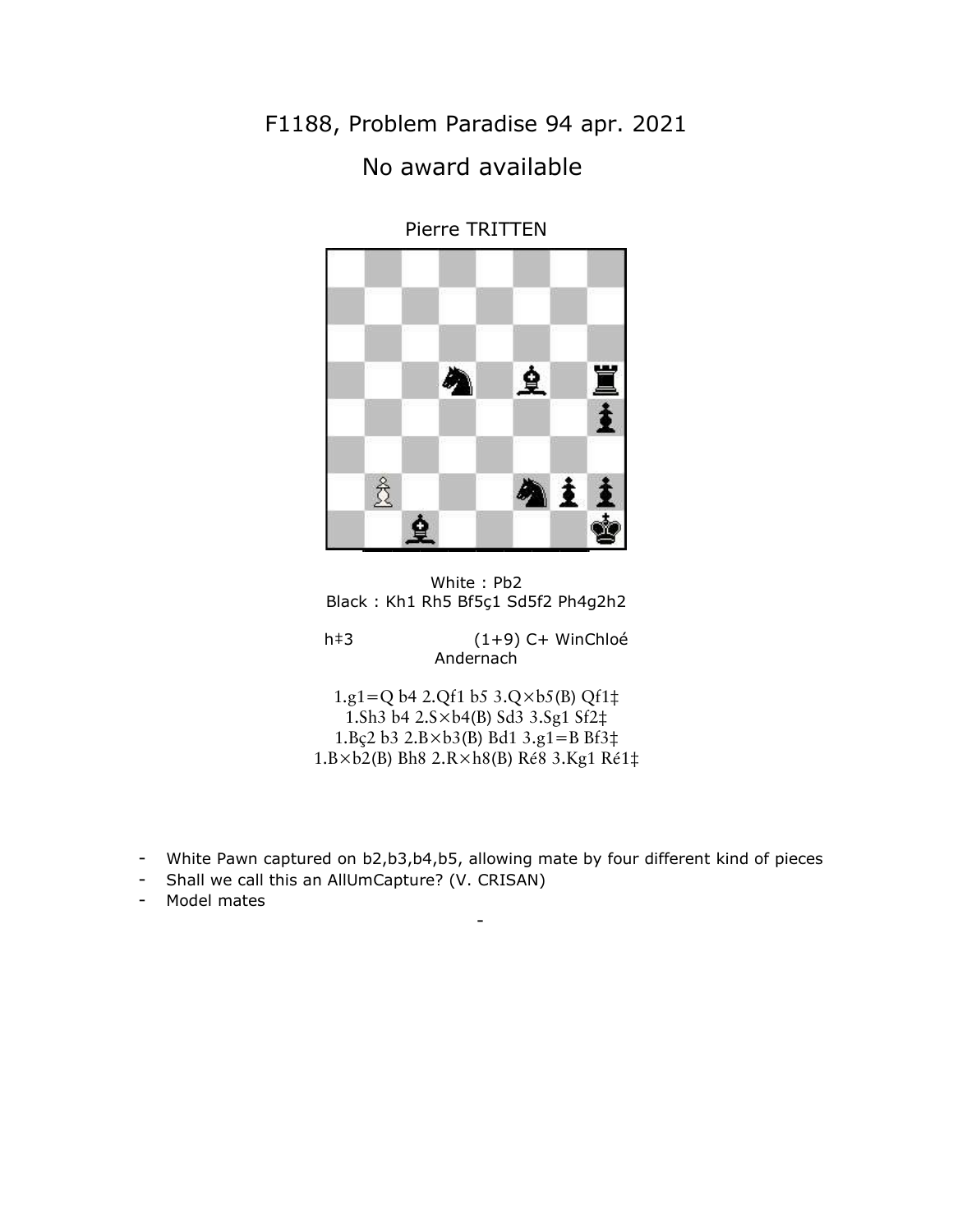# F1188, Problem Paradise 94 apr. 2021

## No award available

Pierre TRITTEN

White : Pb2
Black : Kh1 Rh5 Bf5ç1 Sd5f2 Ph4g2h2

h‡3 (1+9) C+ WinChloé
Andernach

1.g1=Q b4 2.Qf1 b5 3.Q×b5(B) Qf1‡
1.Sh3 b4 2.S×b4(B) Sd3 3.Sg1 Sf2‡
1.Bç2 b3 2.B×b3(B) Bd1 3.g1=B Bf3‡
1.B×b2(B) Bh8 2.R×h8(B) Ré8 3.Kg1 Ré1‡

- White Pawn captured on b2,b3,b4,b5, allowing mate by four different kind of pieces
- Shall we call this an AllUmCapture? (V. CRISAN)
- Model mates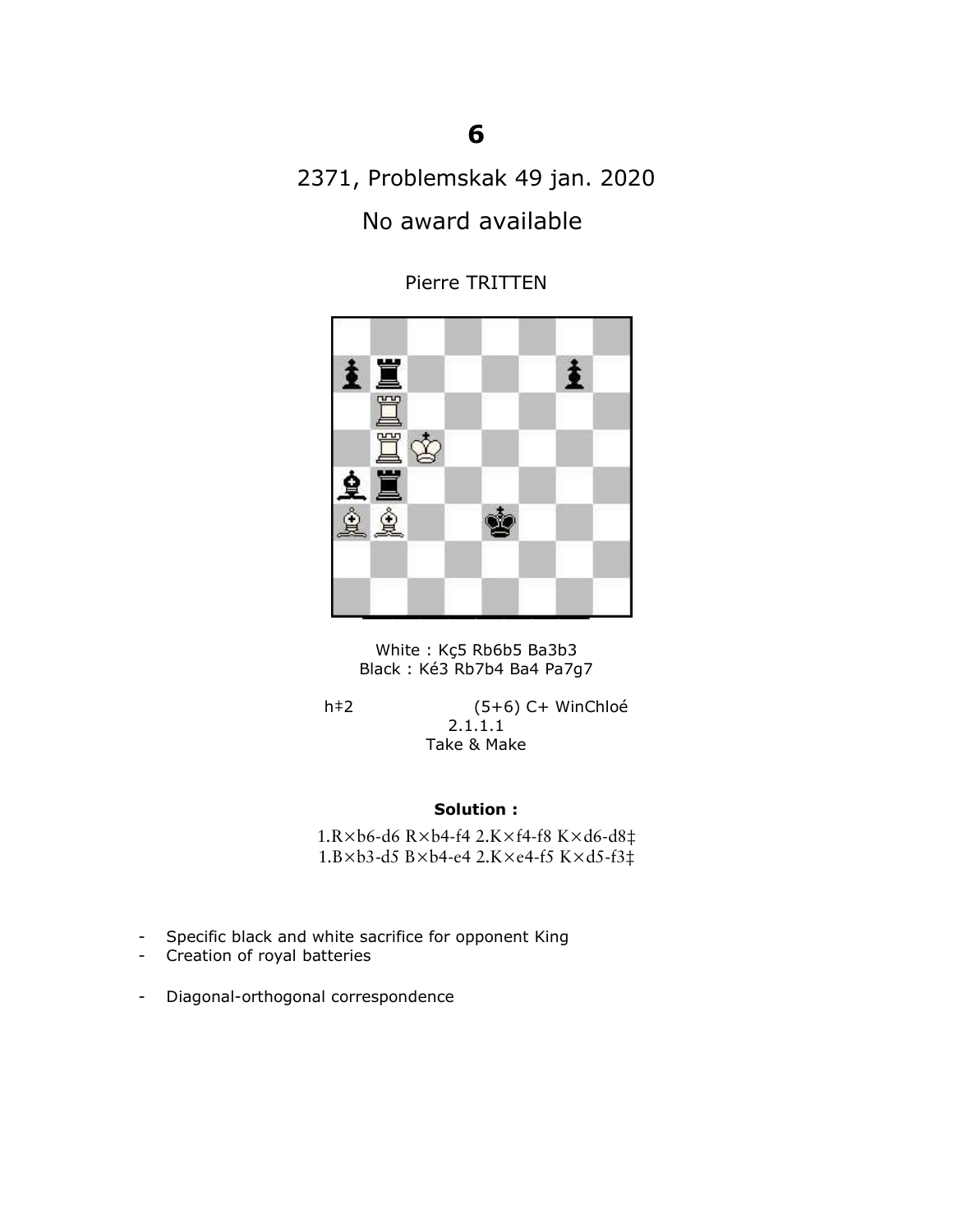# 6

## 2371, Problemskak 49 jan. 2020

## No award available

Pierre TRITTEN

White : Kç5 Rb6b5 Ba3b3
Black : Ké3 Rb7b4 Ba4 Pa7g7

h‡2 (5+6) C+ WinChloé
2.1.1.1
Take & Make

**Solution :**

1.R×b6-d6 R×b4-f4 2.K×f4-f8 K×d6-d8‡
1.B×b3-d5 B×b4-e4 2.K×e4-f5 K×d5-f3‡

- Specific black and white sacrifice for opponent King
- Creation of royal batteries

- Diagonal-orthogonal correspondence